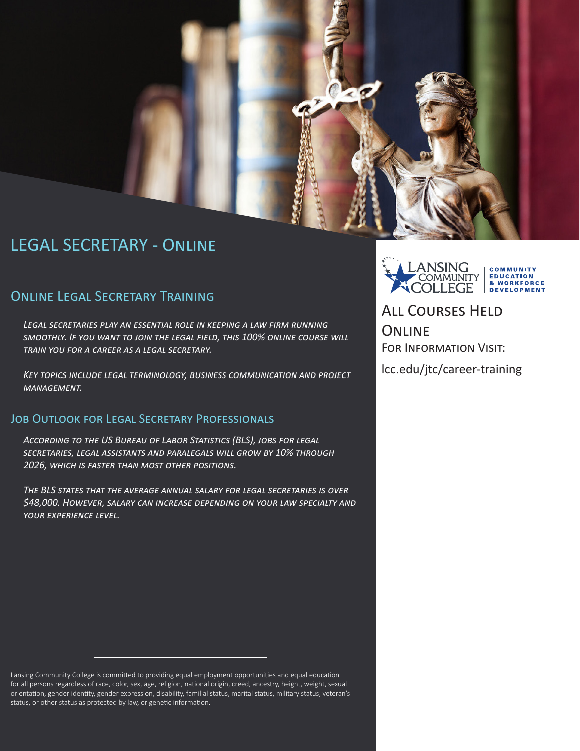# LEGAL SECRETARY - Online

## Online Legal Secretary Training

*Legal secretaries play an essential role in keeping a law firm running smoothly. If you want to join the legal field, this 100% online course will train you for a career as a legal secretary.*

*Key topics include legal terminology, business communication and project management.*

## Job Outlook for Legal Secretary Professionals

*According to the US Bureau of Labor Statistics (BLS), jobs for legal secretaries, legal assistants and paralegals will grow by 10% through 2026, which is faster than most other positions.*

*The BLS states that the average annual salary for legal secretaries is over $48,000. However, salary can increase depending on your law specialty and your experience level.*

Lansing Community College is committed to providing equal employment opportunities and equal education for all persons regardless of race, color, sex, age, religion, national origin, creed, ancestry, height, weight, sexual orientation, gender identity, gender expression, disability, familial status, marital status, military status, veteran's status, or other status as protected by law, or genetic information.

Lansing Community College
Community Education & Workforce Development

## All Courses Held Online

For Information Visit:

lcc.edu/jtc/career-training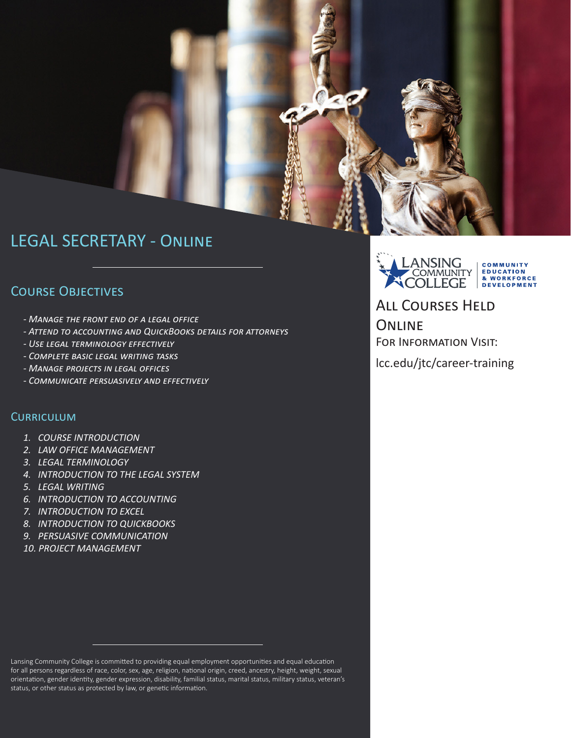# LEGAL SECRETARY - Online

## Course Objectives

- *Manage the front end of a legal office*
- *Attend to accounting and QuickBooks details for attorneys*
- *Use legal terminology effectively*
- *Complete basic legal writing tasks*
- *Manage projects in legal offices*
- *Communicate persuasively and effectively*

## Curriculum

1. *COURSE INTRODUCTION*
2. *LAW OFFICE MANAGEMENT*
3. *LEGAL TERMINOLOGY*
4. *INTRODUCTION TO THE LEGAL SYSTEM*
5. *LEGAL WRITING*
6. *INTRODUCTION TO ACCOUNTING*
7. *INTRODUCTION TO EXCEL*
8. *INTRODUCTION TO QUICKBOOKS*
9. *PERSUASIVE COMMUNICATION*
10. *PROJECT MANAGEMENT*

Lansing Community College is committed to providing equal employment opportunities and equal education for all persons regardless of race, color, sex, age, religion, national origin, creed, ancestry, height, weight, sexual orientation, gender identity, gender expression, disability, familial status, marital status, military status, veteran's status, or other status as protected by law, or genetic information.

Lansing Community College | Community Education & Workforce Development

## All Courses Held Online

For Information Visit:

lcc.edu/jtc/career-training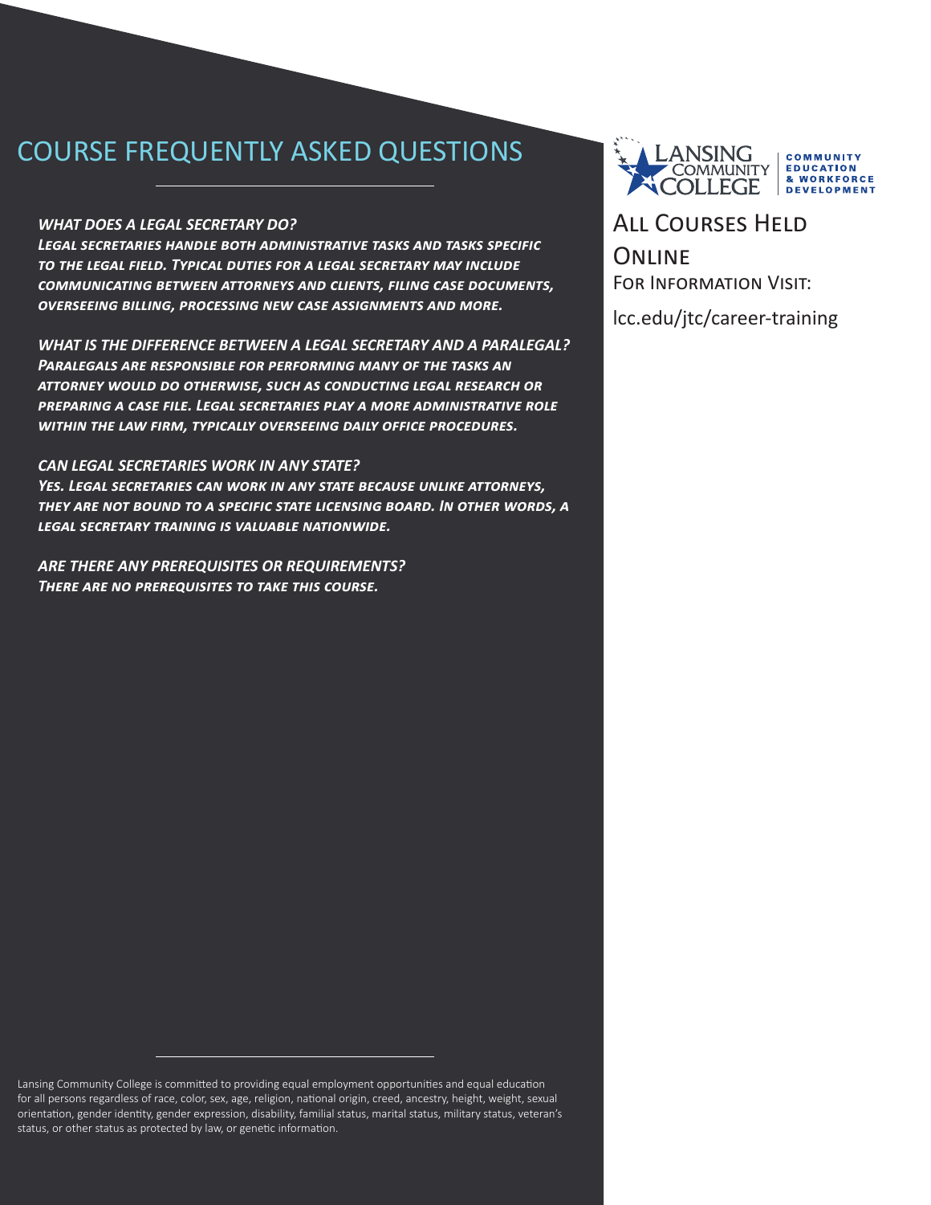# COURSE FREQUENTLY ASKED QUESTIONS

***WHAT DOES A LEGAL SECRETARY DO?***
***Legal secretaries handle both administrative tasks and tasks specific to the legal field. Typical duties for a legal secretary may include communicating between attorneys and clients, filing case documents, overseeing billing, processing new case assignments and more.***

***WHAT IS THE DIFFERENCE BETWEEN A LEGAL SECRETARY AND A PARALEGAL?***
***Paralegals are responsible for performing many of the tasks an attorney would do otherwise, such as conducting legal research or preparing a case file. Legal secretaries play a more administrative role within the law firm, typically overseeing daily office procedures.***

***CAN LEGAL SECRETARIES WORK IN ANY STATE?***
***Yes. Legal secretaries can work in any state because unlike attorneys, they are not bound to a specific state licensing board. In other words, a legal secretary training is valuable nationwide.***

***ARE THERE ANY PREREQUISITES OR REQUIREMENTS?***
***There are no prerequisites to take this course.***

Lansing Community College is committed to providing equal employment opportunities and equal education for all persons regardless of race, color, sex, age, religion, national origin, creed, ancestry, height, weight, sexual orientation, gender identity, gender expression, disability, familial status, marital status, military status, veteran's status, or other status as protected by law, or genetic information.

Lansing Community College
Community Education & Workforce Development

## All Courses Held Online

For Information Visit:

lcc.edu/jtc/career-training